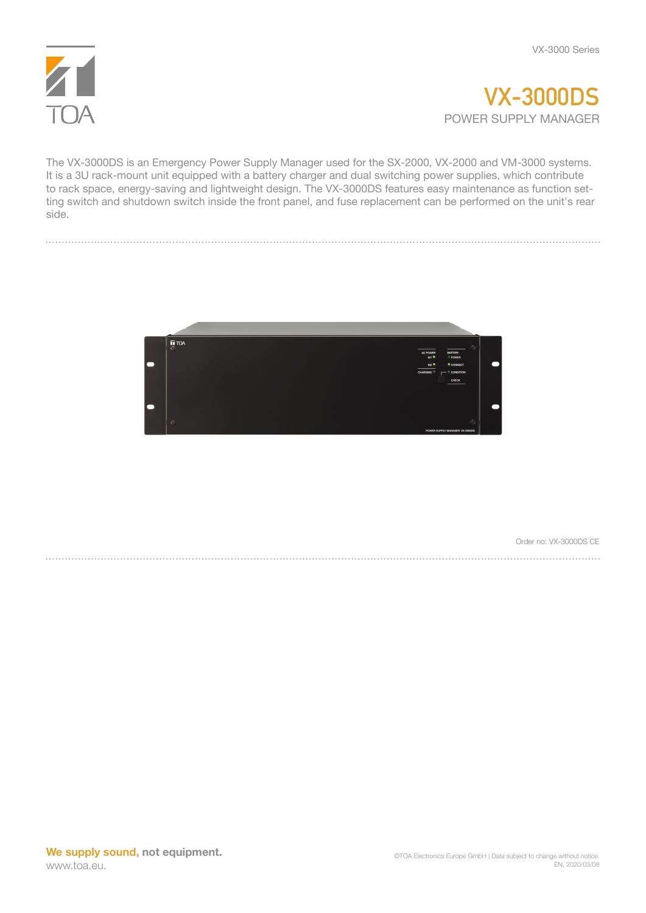# VX-3000DS

## POWER SUPPLY MANAGER

The VX-3000DS is an Emergency Power Supply Manager used for the SX-2000, VX-2000 and VM-3000 systems. It is a 3U rack-mount unit equipped with a battery charger and dual switching power supplies, which contribute to rack space, energy-saving and lightweight design. The VX-3000DS features easy maintenance as function setting switch and shutdown switch inside the front panel, and fuse replacement can be performed on the unit's rear side.

Order no: VX-3000DS CE

**We supply sound, not equipment.**
www.toa.eu.

©TOA Electronics Europe GmbH | Data subject to change without notice.
EN, 2020/03/08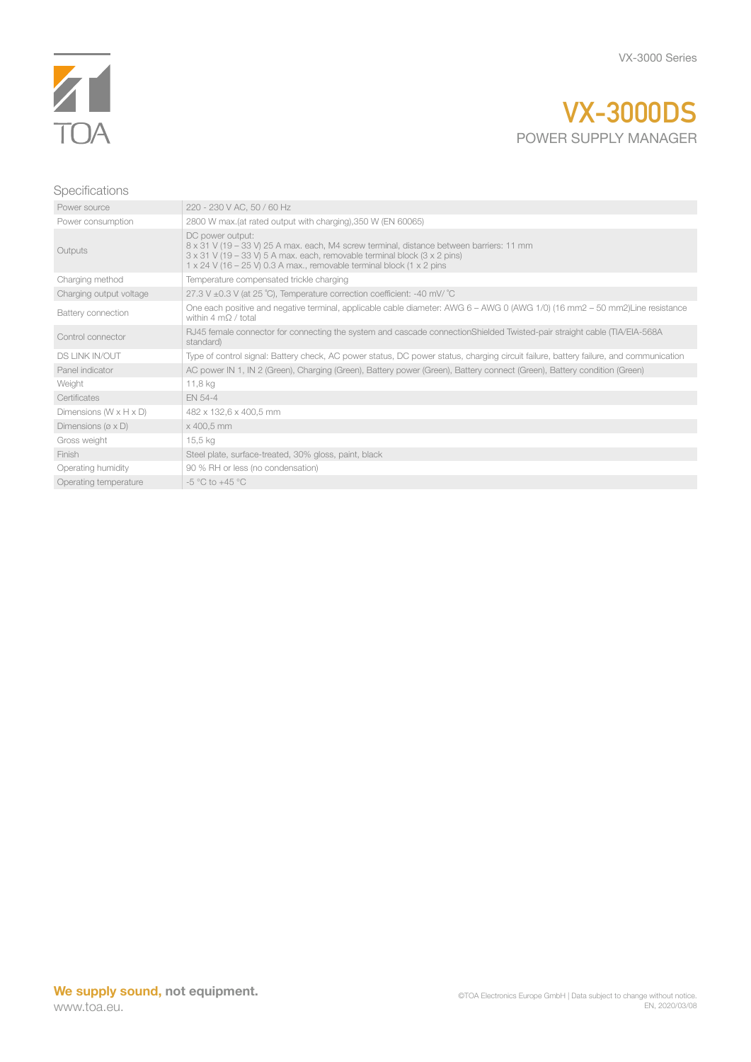# VX-3000DS

POWER SUPPLY MANAGER

## Specifications

| | |
|---|---|
| Power source | 220 - 230 V AC, 50 / 60 Hz |
| Power consumption | 2800 W max.(at rated output with charging),350 W (EN 60065) |
| Outputs | DC power output:<br>8 x 31 V (19 – 33 V) 25 A max. each, M4 screw terminal, distance between barriers: 11 mm<br>3 x 31 V (19 – 33 V) 5 A max. each, removable terminal block (3 x 2 pins)<br>1 x 24 V (16 – 25 V) 0.3 A max., removable terminal block (1 x 2 pins |
| Charging method | Temperature compensated trickle charging |
| Charging output voltage | 27.3 V ±0.3 V (at 25 ˚C), Temperature correction coefficient: -40 mV/ ˚C |
| Battery connection | One each positive and negative terminal, applicable cable diameter: AWG 6 – AWG 0 (AWG 1/0) (16 mm2 – 50 mm2)Line resistance within 4 mΩ / total |
| Control connector | RJ45 female connector for connecting the system and cascade connectionShielded Twisted-pair straight cable (TIA/EIA-568A standard) |
| DS LINK IN/OUT | Type of control signal: Battery check, AC power status, DC power status, charging circuit failure, battery failure, and communication |
| Panel indicator | AC power IN 1, IN 2 (Green), Charging (Green), Battery power (Green), Battery connect (Green), Battery condition (Green) |
| Weight | 11,8 kg |
| Certificates | EN 54-4 |
| Dimensions (W x H x D) | 482 x 132,6 x 400,5 mm |
| Dimensions (ø x D) | x 400,5 mm |
| Gross weight | 15,5 kg |
| Finish | Steel plate, surface-treated, 30% gloss, paint, black |
| Operating humidity | 90 % RH or less (no condensation) |
| Operating temperature | -5 °C to +45 °C |

**We supply sound, not equipment.**
www.toa.eu.

©TOA Electronics Europe GmbH | Data subject to change without notice.
EN, 2020/03/08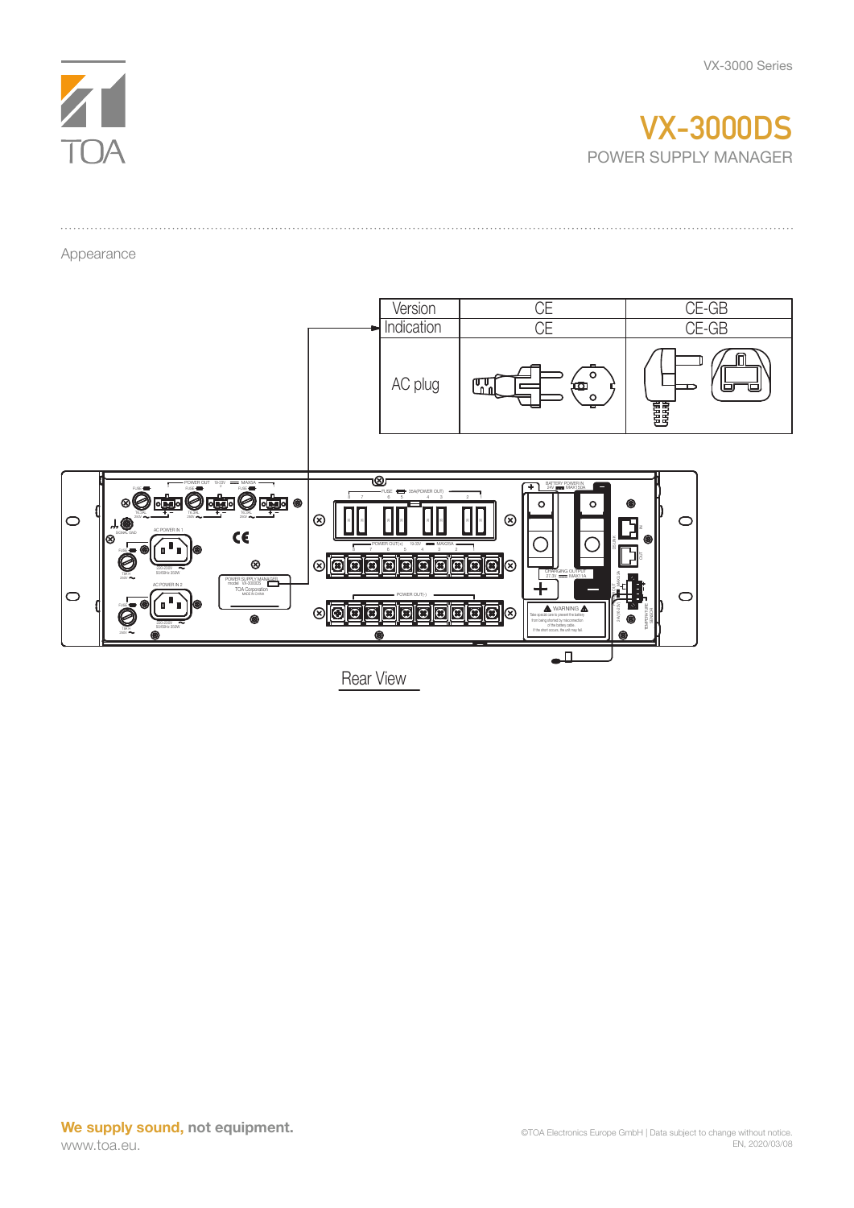# VX-3000DS

POWER SUPPLY MANAGER

Appearance

| Version | CE | CE-GB |
|---|---|---|
| Indication | CE | CE-GB |
| AC plug | | |

Rear View

**We supply sound, not equipment.**
www.toa.eu.

©TOA Electronics Europe GmbH | Data subject to change without notice.
EN, 2020/03/08